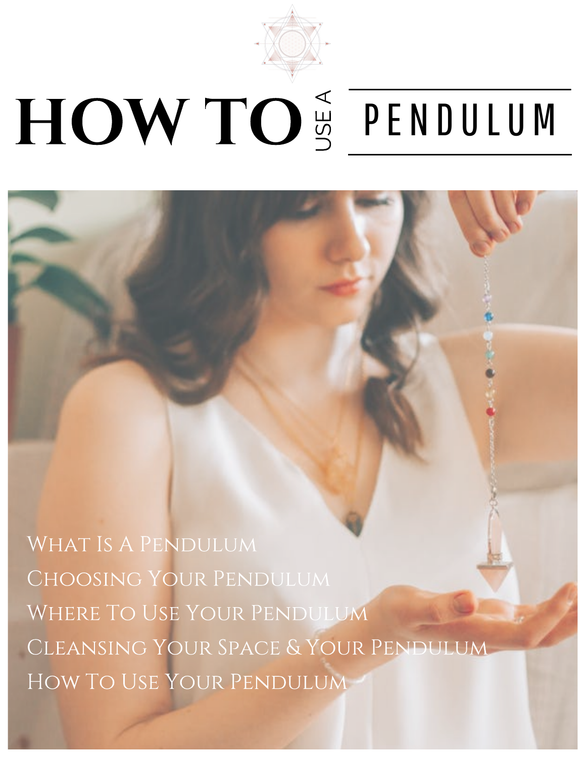# HOW TO USE A PENDULUM

What Is A Pendulum

Choosing Your Pendulum

Where To Use Your Pendulum

Cleansing Your Space & Your Pendulum

How To Use Your Pendulum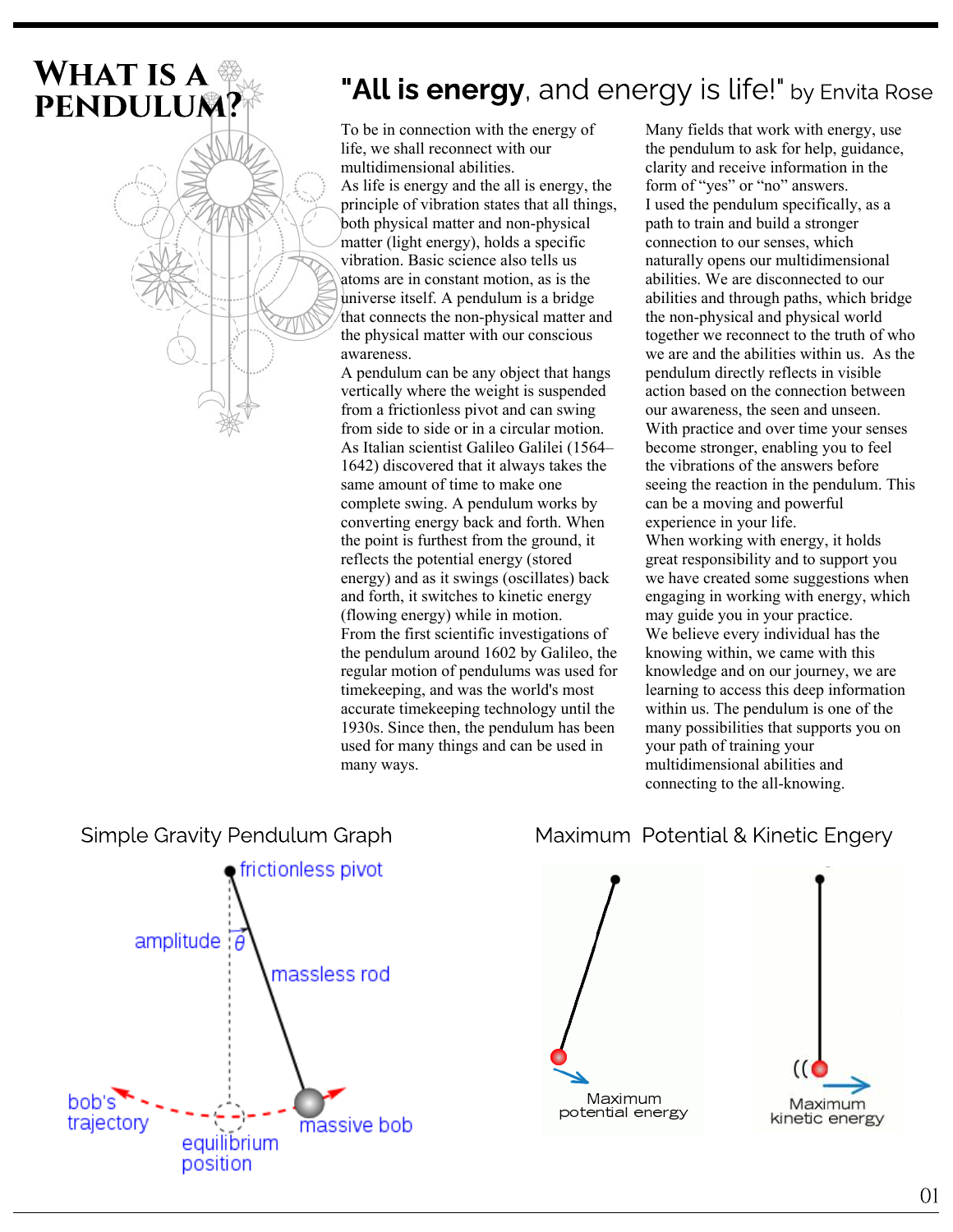# What is a Pendulum?

## "**All is energy**, and energy is life!" by Envita Rose

To be in connection with the energy of life, we shall reconnect with our multidimensional abilities.
As life is energy and the all is energy, the principle of vibration states that all things, both physical matter and non-physical matter (light energy), holds a specific vibration. Basic science also tells us atoms are in constant motion, as is the universe itself. A pendulum is a bridge that connects the non-physical matter and the physical matter with our conscious awareness.
A pendulum can be any object that hangs vertically where the weight is suspended from a frictionless pivot and can swing from side to side or in a circular motion. As Italian scientist Galileo Galilei (1564–1642) discovered that it always takes the same amount of time to make one complete swing. A pendulum works by converting energy back and forth. When the point is furthest from the ground, it reflects the potential energy (stored energy) and as it swings (oscillates) back and forth, it switches to kinetic energy (flowing energy) while in motion.
From the first scientific investigations of the pendulum around 1602 by Galileo, the regular motion of pendulums was used for timekeeping, and was the world's most accurate timekeeping technology until the 1930s. Since then, the pendulum has been used for many things and can be used in many ways.

Many fields that work with energy, use the pendulum to ask for help, guidance, clarity and receive information in the form of "yes" or "no" answers.
I used the pendulum specifically, as a path to train and build a stronger connection to our senses, which naturally opens our multidimensional abilities. We are disconnected to our abilities and through paths, which bridge the non-physical and physical world together we reconnect to the truth of who we are and the abilities within us. As the pendulum directly reflects in visible action based on the connection between our awareness, the seen and unseen. With practice and over time your senses become stronger, enabling you to feel the vibrations of the answers before seeing the reaction in the pendulum. This can be a moving and powerful experience in your life.
When working with energy, it holds great responsibility and to support you we have created some suggestions when engaging in working with energy, which may guide you in your practice.
We believe every individual has the knowing within, we came with this knowledge and on our journey, we are learning to access this deep information within us. The pendulum is one of the many possibilities that supports you on your path of training your multidimensional abilities and connecting to the all-knowing.

### Simple Gravity Pendulum Graph

frictionless pivot

amplitude $\theta$

massless rod

bob's trajectory

equilibrium position

massive bob

### Maximum Potential & Kinetic Engery

Maximum potential energy

Maximum kinetic energy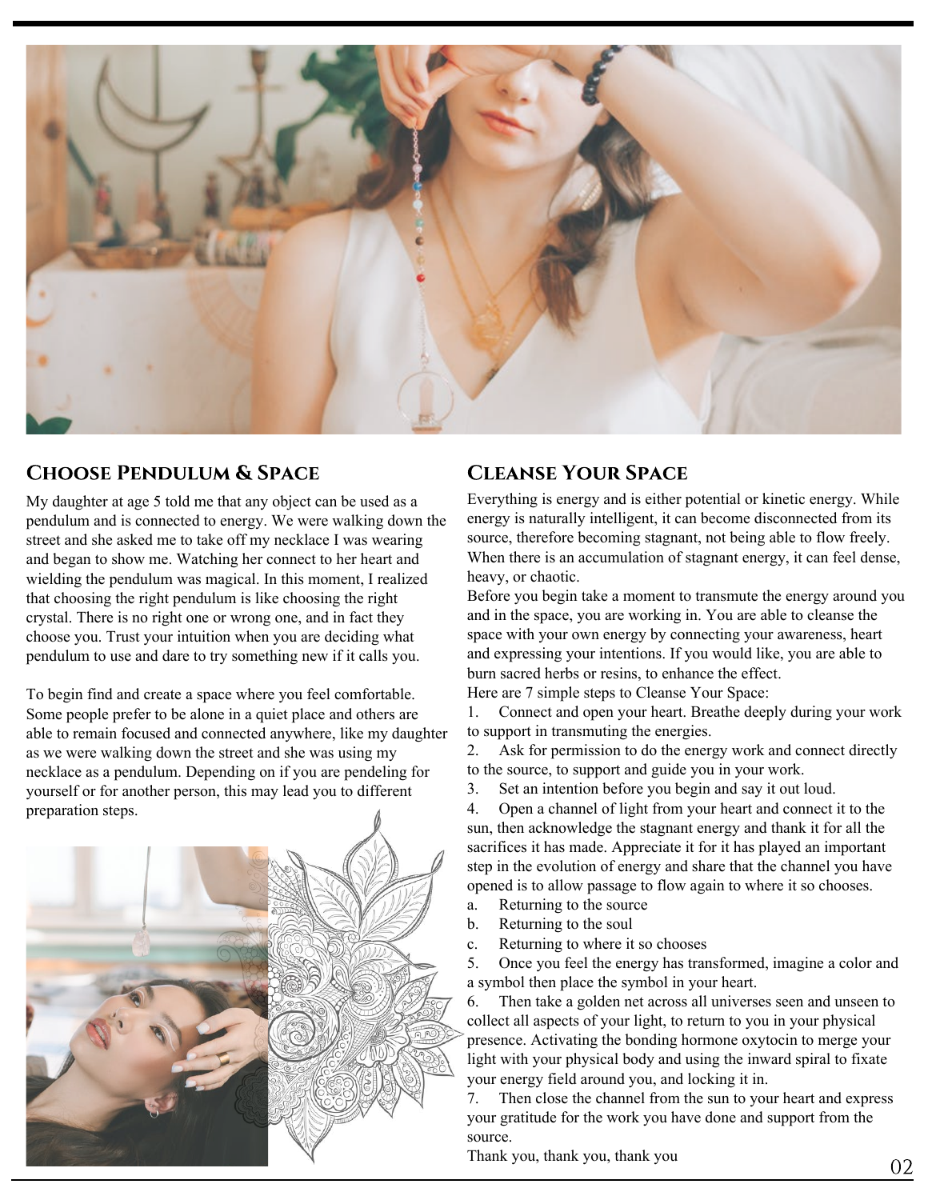## Choose Pendulum & Space

My daughter at age 5 told me that any object can be used as a pendulum and is connected to energy. We were walking down the street and she asked me to take off my necklace I was wearing and began to show me. Watching her connect to her heart and wielding the pendulum was magical. In this moment, I realized that choosing the right pendulum is like choosing the right crystal. There is no right one or wrong one, and in fact they choose you. Trust your intuition when you are deciding what pendulum to use and dare to try something new if it calls you.

To begin find and create a space where you feel comfortable. Some people prefer to be alone in a quiet place and others are able to remain focused and connected anywhere, like my daughter as we were walking down the street and she was using my necklace as a pendulum. Depending on if you are pendeling for yourself or for another person, this may lead you to different preparation steps.

## Cleanse Your Space

Everything is energy and is either potential or kinetic energy. While energy is naturally intelligent, it can become disconnected from its source, therefore becoming stagnant, not being able to flow freely. When there is an accumulation of stagnant energy, it can feel dense, heavy, or chaotic.

Before you begin take a moment to transmute the energy around you and in the space, you are working in. You are able to cleanse the space with your own energy by connecting your awareness, heart and expressing your intentions. If you would like, you are able to burn sacred herbs or resins, to enhance the effect.

Here are 7 simple steps to Cleanse Your Space:

1. Connect and open your heart. Breathe deeply during your work to support in transmuting the energies.
2. Ask for permission to do the energy work and connect directly to the source, to support and guide you in your work.
3. Set an intention before you begin and say it out loud.
4. Open a channel of light from your heart and connect it to the sun, then acknowledge the stagnant energy and thank it for all the sacrifices it has made. Appreciate it for it has played an important step in the evolution of energy and share that the channel you have opened is to allow passage to flow again to where it so chooses.
   a. Returning to the source
   b. Returning to the soul
   c. Returning to where it so chooses
5. Once you feel the energy has transformed, imagine a color and a symbol then place the symbol in your heart.
6. Then take a golden net across all universes seen and unseen to collect all aspects of your light, to return to you in your physical presence. Activating the bonding hormone oxytocin to merge your light with your physical body and using the inward spiral to fixate your energy field around you, and locking it in.
7. Then close the channel from the sun to your heart and express your gratitude for the work you have done and support from the source.

Thank you, thank you, thank you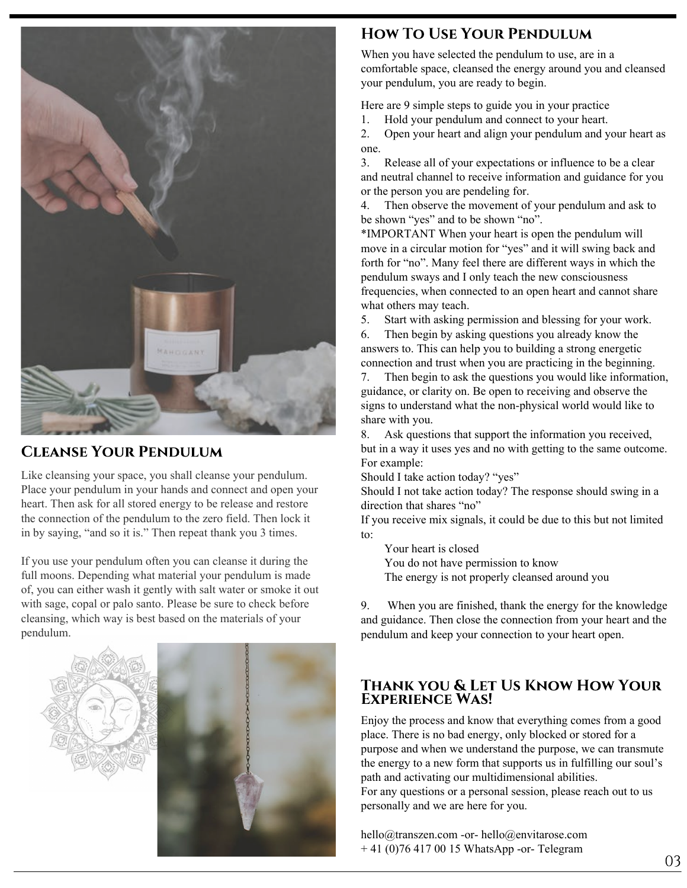## Cleanse Your Pendulum

Like cleansing your space, you shall cleanse your pendulum. Place your pendulum in your hands and connect and open your heart. Then ask for all stored energy to be release and restore the connection of the pendulum to the zero field. Then lock it in by saying, "and so it is." Then repeat thank you 3 times.

If you use your pendulum often you can cleanse it during the full moons. Depending what material your pendulum is made of, you can either wash it gently with salt water or smoke it out with sage, copal or palo santo. Please be sure to check before cleansing, which way is best based on the materials of your pendulum.

## How To Use Your Pendulum

When you have selected the pendulum to use, are in a comfortable space, cleansed the energy around you and cleansed your pendulum, you are ready to begin.

Here are 9 simple steps to guide you in your practice

1. Hold your pendulum and connect to your heart.
2. Open your heart and align your pendulum and your heart as one.
3. Release all of your expectations or influence to be a clear and neutral channel to receive information and guidance for you or the person you are pendeling for.
4. Then observe the movement of your pendulum and ask to be shown "yes" and to be shown "no".

*IMPORTANT When your heart is open the pendulum will move in a circular motion for "yes" and it will swing back and forth for "no". Many feel there are different ways in which the pendulum sways and I only teach the new consciousness frequencies, when connected to an open heart and cannot share what others may teach.

5. Start with asking permission and blessing for your work.
6. Then begin by asking questions you already know the answers to. This can help you to building a strong energetic connection and trust when you are practicing in the beginning.
7. Then begin to ask the questions you would like information, guidance, or clarity on. Be open to receiving and observe the signs to understand what the non-physical world would like to share with you.
8. Ask questions that support the information you received, but in a way it uses yes and no with getting to the same outcome. For example:

Should I take action today? "yes"
Should I not take action today? The response should swing in a direction that shares "no"
If you receive mix signals, it could be due to this but not limited to:

Your heart is closed
You do not have permission to know
The energy is not properly cleansed around you

9. When you are finished, thank the energy for the knowledge and guidance. Then close the connection from your heart and the pendulum and keep your connection to your heart open.

## Thank you & Let Us Know How Your Experience Was!

Enjoy the process and know that everything comes from a good place. There is no bad energy, only blocked or stored for a purpose and when we understand the purpose, we can transmute the energy to a new form that supports us in fulfilling our soul's path and activating our multidimensional abilities.
For any questions or a personal session, please reach out to us personally and we are here for you.

hello@transzen.com -or- hello@envitarose.com
+ 41 (0)76 417 00 15 WhatsApp -or- Telegram